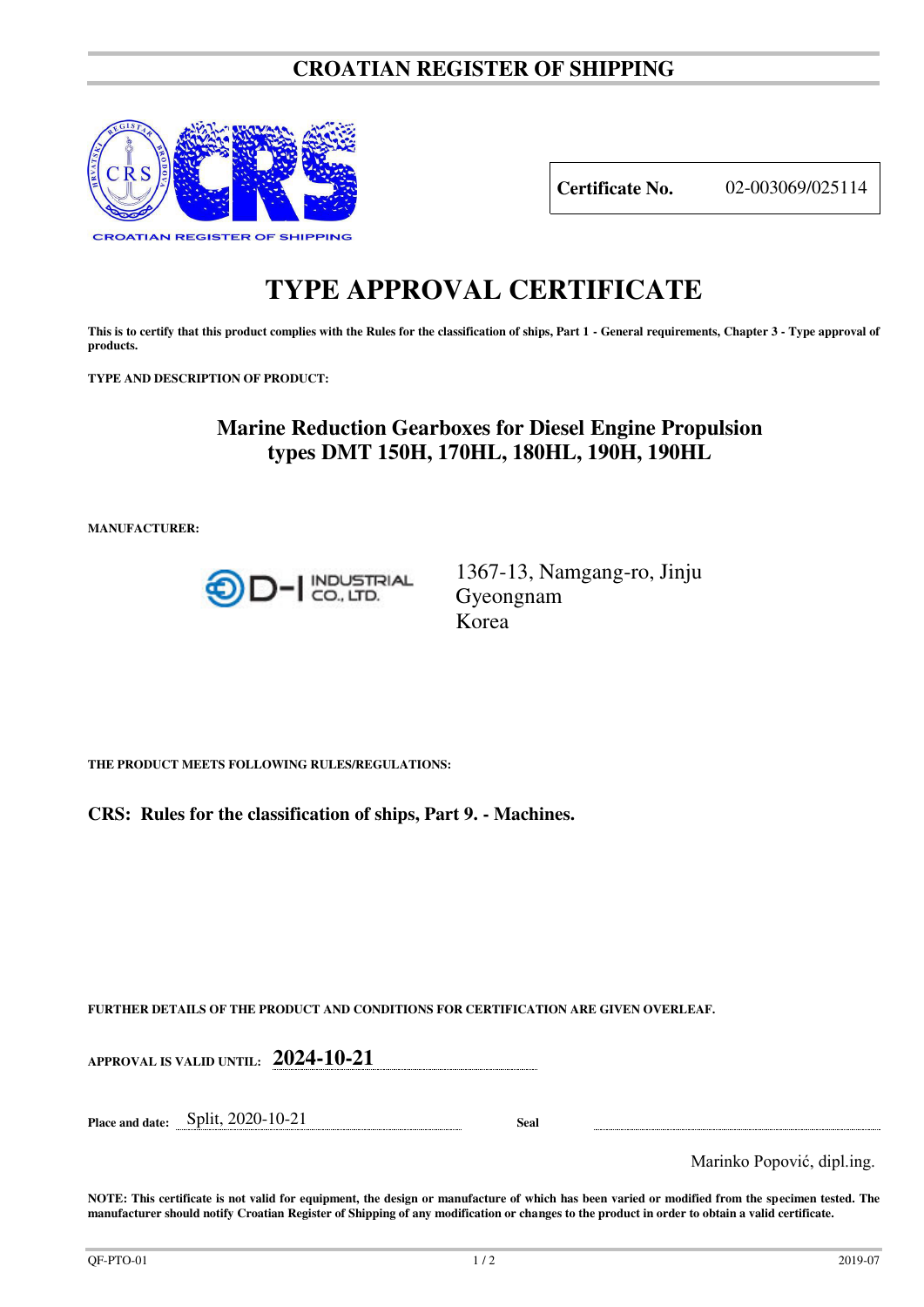# CROATIAN REGISTER OF SHIPPING

CROATIAN REGISTER OF SHIPPING

| | |
|---|---|
| **Certificate No.** | 02-003069/025114 |

# TYPE APPROVAL CERTIFICATE

**This is to certify that this product complies with the Rules for the classification of ships, Part 1 - General requirements, Chapter 3 - Type approval of products.**

**TYPE AND DESCRIPTION OF PRODUCT:**

## Marine Reduction Gearboxes for Diesel Engine Propulsion types DMT 150H, 170HL, 180HL, 190H, 190HL

**MANUFACTURER:**

D-I INDUSTRIAL CO., LTD.

1367-13, Namgang-ro, Jinju
Gyeongnam
Korea

**THE PRODUCT MEETS FOLLOWING RULES/REGULATIONS:**

**CRS: Rules for the classification of ships, Part 9. - Machines.**

**FURTHER DETAILS OF THE PRODUCT AND CONDITIONS FOR CERTIFICATION ARE GIVEN OVERLEAF.**

**APPROVAL IS VALID UNTIL:** **2024-10-21**

**Place and date:** Split, 2020-10-21 **Seal**

Marinko Popović, dipl.ing.

**NOTE: This certificate is not valid for equipment, the design or manufacture of which has been varied or modified from the specimen tested. The manufacturer should notify Croatian Register of Shipping of any modification or changes to the product in order to obtain a valid certificate.**

QF-PTO-01 2019-07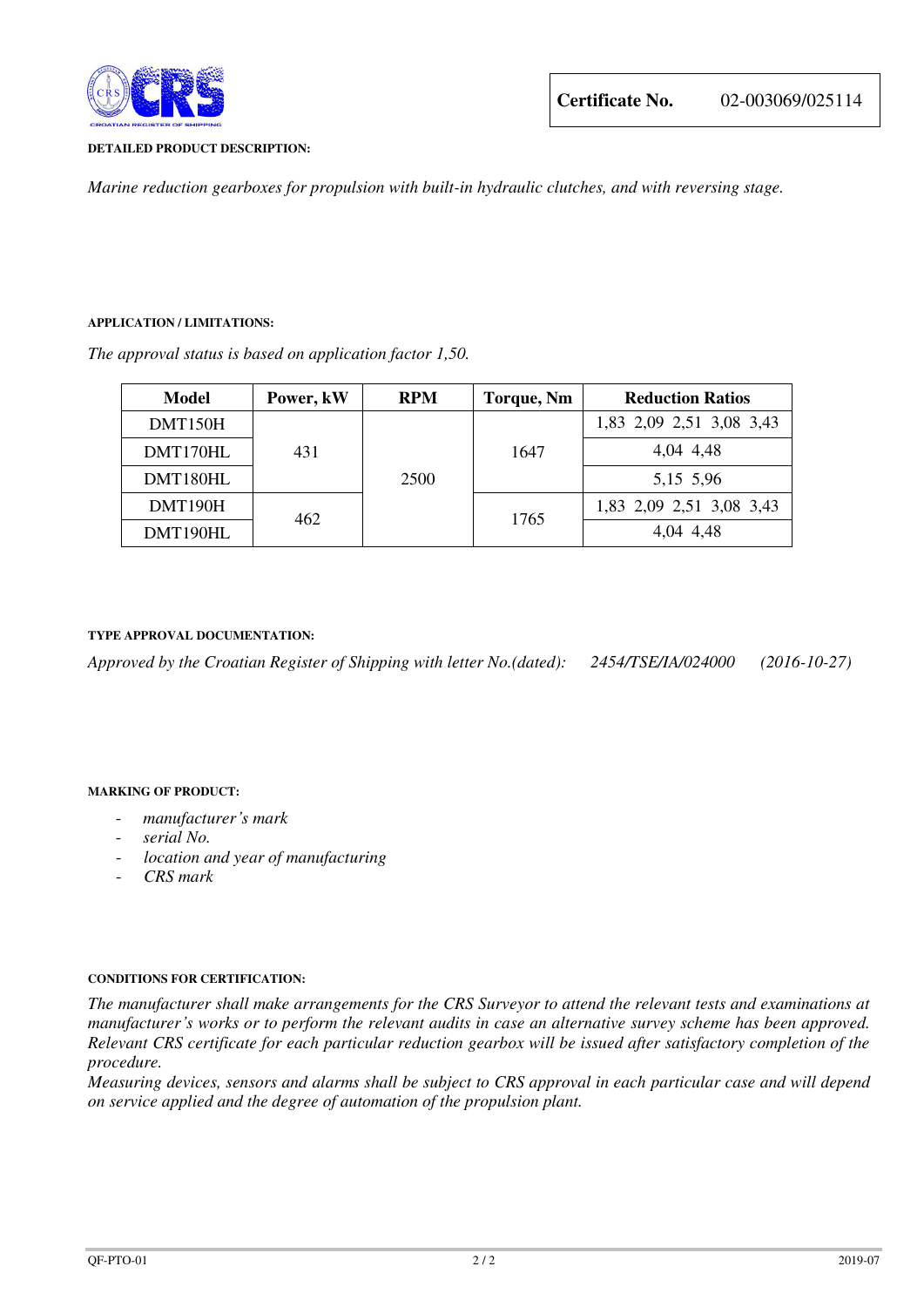**Certificate No.** 02-003069/025114

**DETAILED PRODUCT DESCRIPTION:**

*Marine reduction gearboxes for propulsion with built-in hydraulic clutches, and with reversing stage.*

**APPLICATION / LIMITATIONS:**

*The approval status is based on application factor 1,50.*

| Model | Power, kW | RPM | Torque, Nm | Reduction Ratios |
|---|---|---|---|---|
| DMT150H | 431 | 2500 | 1647 | 1,83 2,09 2,51 3,08 3,43 |
| DMT170HL | | | | 4,04 4,48 |
| DMT180HL | | | | 5,15 5,96 |
| DMT190H | 462 | | 1765 | 1,83 2,09 2,51 3,08 3,43 |
| DMT190HL | | | | 4,04 4,48 |

**TYPE APPROVAL DOCUMENTATION:**

*Approved by the Croatian Register of Shipping with letter No.(dated): 2454/TSE/IA/024000 (2016-10-27)*

**MARKING OF PRODUCT:**

- *manufacturer's mark*
- *serial No.*
- *location and year of manufacturing*
- *CRS mark*

**CONDITIONS FOR CERTIFICATION:**

*The manufacturer shall make arrangements for the CRS Surveyor to attend the relevant tests and examinations at manufacturer's works or to perform the relevant audits in case an alternative survey scheme has been approved. Relevant CRS certificate for each particular reduction gearbox will be issued after satisfactory completion of the procedure.*

*Measuring devices, sensors and alarms shall be subject to CRS approval in each particular case and will depend on service applied and the degree of automation of the propulsion plant.*